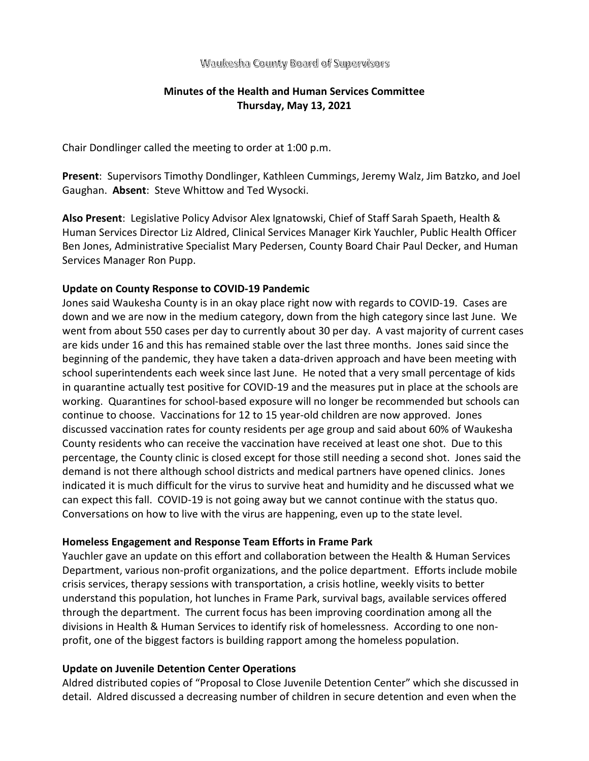Waukesha County Board of Supervisors

# Minutes of the Health and Human Services Committee
## Thursday, May 13, 2021

Chair Dondlinger called the meeting to order at 1:00 p.m.

**Present**: Supervisors Timothy Dondlinger, Kathleen Cummings, Jeremy Walz, Jim Batzko, and Joel Gaughan. **Absent**: Steve Whittow and Ted Wysocki.

**Also Present**: Legislative Policy Advisor Alex Ignatowski, Chief of Staff Sarah Spaeth, Health & Human Services Director Liz Aldred, Clinical Services Manager Kirk Yauchler, Public Health Officer Ben Jones, Administrative Specialist Mary Pedersen, County Board Chair Paul Decker, and Human Services Manager Ron Pupp.

**Update on County Response to COVID-19 Pandemic**

Jones said Waukesha County is in an okay place right now with regards to COVID-19. Cases are down and we are now in the medium category, down from the high category since last June. We went from about 550 cases per day to currently about 30 per day. A vast majority of current cases are kids under 16 and this has remained stable over the last three months. Jones said since the beginning of the pandemic, they have taken a data-driven approach and have been meeting with school superintendents each week since last June. He noted that a very small percentage of kids in quarantine actually test positive for COVID-19 and the measures put in place at the schools are working. Quarantines for school-based exposure will no longer be recommended but schools can continue to choose. Vaccinations for 12 to 15 year-old children are now approved. Jones discussed vaccination rates for county residents per age group and said about 60% of Waukesha County residents who can receive the vaccination have received at least one shot. Due to this percentage, the County clinic is closed except for those still needing a second shot. Jones said the demand is not there although school districts and medical partners have opened clinics. Jones indicated it is much difficult for the virus to survive heat and humidity and he discussed what we can expect this fall. COVID-19 is not going away but we cannot continue with the status quo. Conversations on how to live with the virus are happening, even up to the state level.

**Homeless Engagement and Response Team Efforts in Frame Park**

Yauchler gave an update on this effort and collaboration between the Health & Human Services Department, various non-profit organizations, and the police department. Efforts include mobile crisis services, therapy sessions with transportation, a crisis hotline, weekly visits to better understand this population, hot lunches in Frame Park, survival bags, available services offered through the department. The current focus has been improving coordination among all the divisions in Health & Human Services to identify risk of homelessness. According to one non-profit, one of the biggest factors is building rapport among the homeless population.

**Update on Juvenile Detention Center Operations**

Aldred distributed copies of "Proposal to Close Juvenile Detention Center" which she discussed in detail. Aldred discussed a decreasing number of children in secure detention and even when the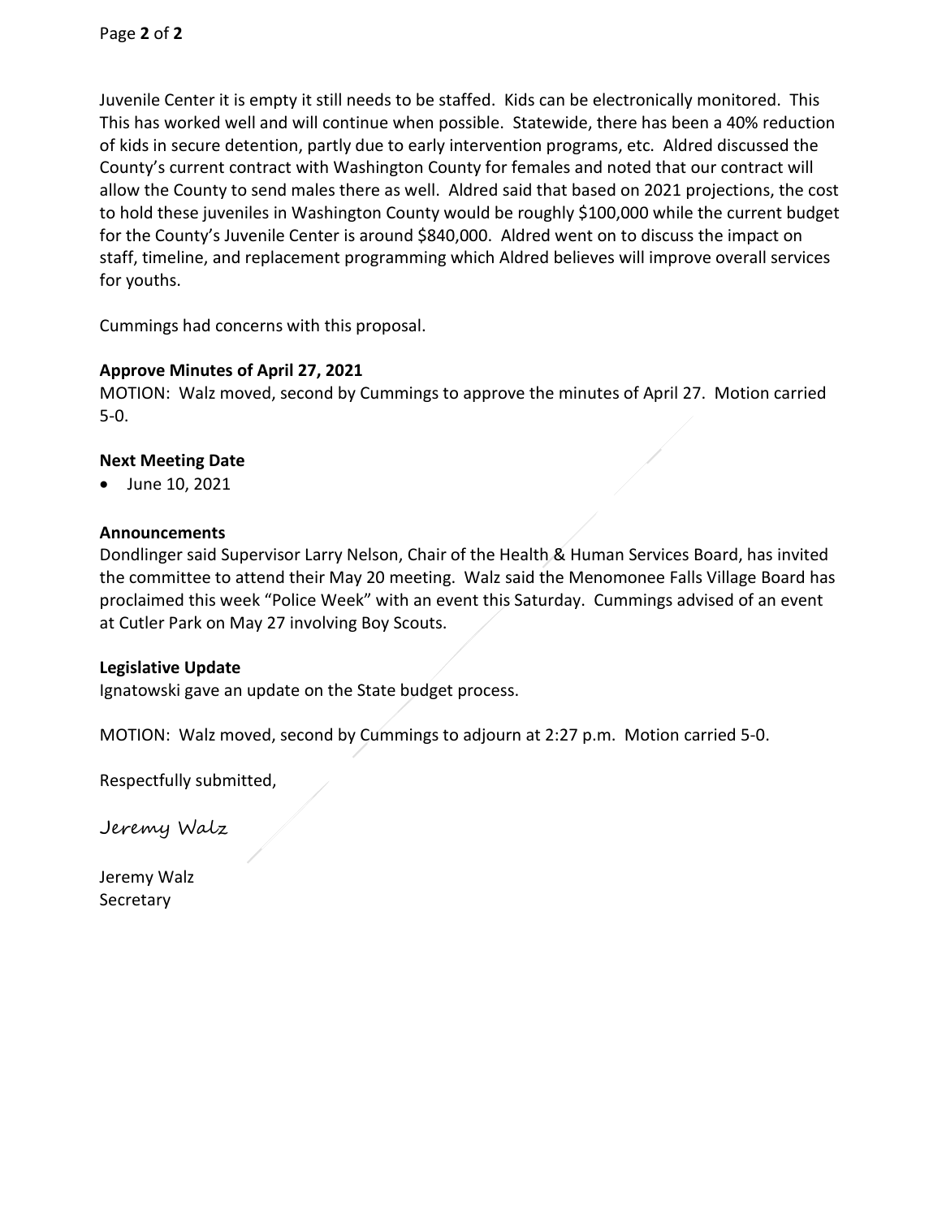Juvenile Center it is empty it still needs to be staffed. Kids can be electronically monitored. This This has worked well and will continue when possible. Statewide, there has been a 40% reduction of kids in secure detention, partly due to early intervention programs, etc. Aldred discussed the County's current contract with Washington County for females and noted that our contract will allow the County to send males there as well. Aldred said that based on 2021 projections, the cost to hold these juveniles in Washington County would be roughly $100,000 while the current budget for the County's Juvenile Center is around $840,000. Aldred went on to discuss the impact on staff, timeline, and replacement programming which Aldred believes will improve overall services for youths.

Cummings had concerns with this proposal.

**Approve Minutes of April 27, 2021**

MOTION: Walz moved, second by Cummings to approve the minutes of April 27. Motion carried 5-0.

**Next Meeting Date**

- June 10, 2021

**Announcements**

Dondlinger said Supervisor Larry Nelson, Chair of the Health & Human Services Board, has invited the committee to attend their May 20 meeting. Walz said the Menomonee Falls Village Board has proclaimed this week "Police Week" with an event this Saturday. Cummings advised of an event at Cutler Park on May 27 involving Boy Scouts.

**Legislative Update**

Ignatowski gave an update on the State budget process.

MOTION: Walz moved, second by Cummings to adjourn at 2:27 p.m. Motion carried 5-0.

Respectfully submitted,

*Jeremy Walz*

Jeremy Walz
Secretary